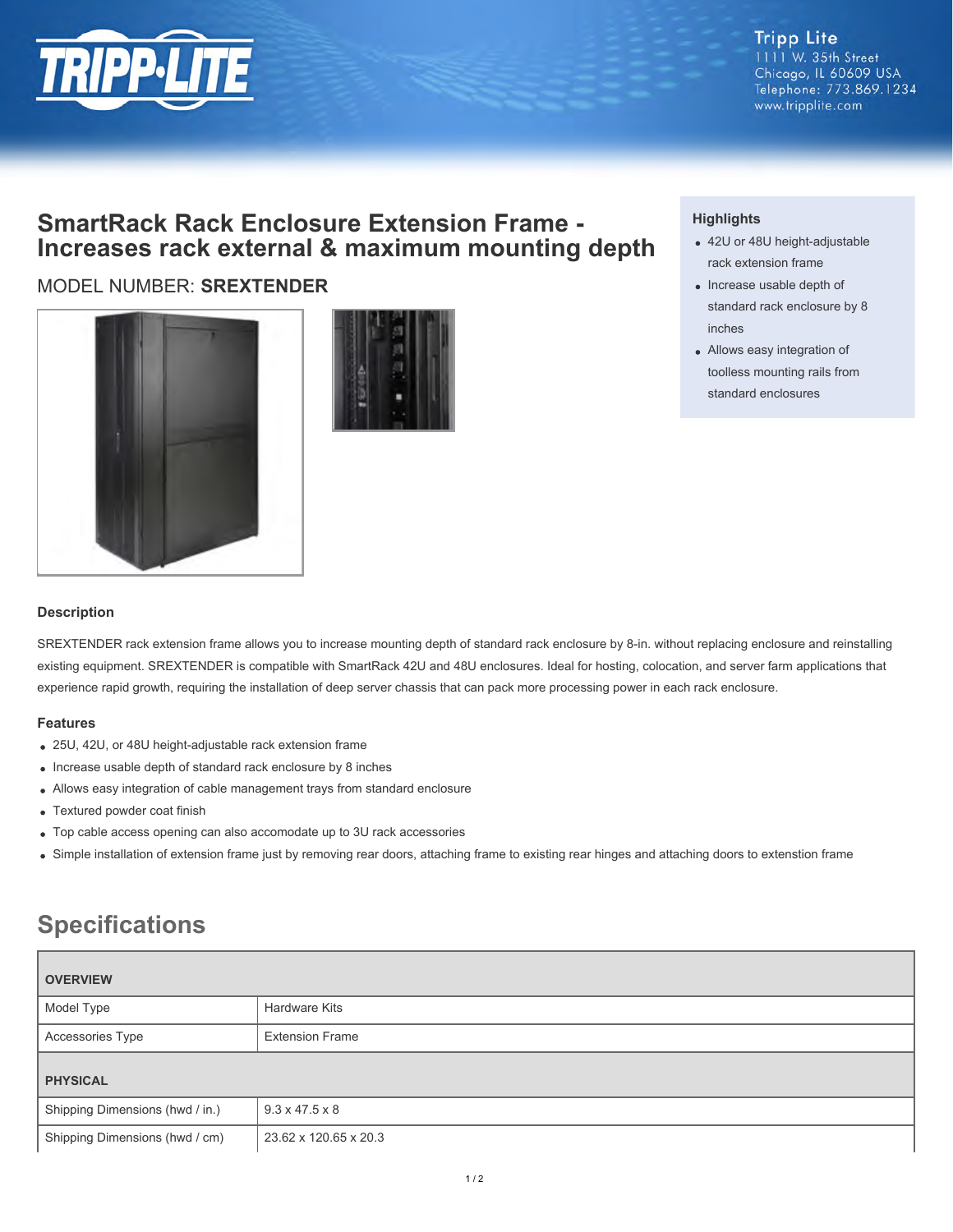Tripp Lite
1111 W. 35th Street
Chicago, IL 60609 USA
Telephone: 773.869.1234
www.tripplite.com

# SmartRack Rack Enclosure Extension Frame - Increases rack external & maximum mounting depth

MODEL NUMBER: **SREXTENDER**

### Highlights

- 42U or 48U height-adjustable rack extension frame
- Increase usable depth of standard rack enclosure by 8 inches
- Allows easy integration of toolless mounting rails from standard enclosures

### Description

SREXTENDER rack extension frame allows you to increase mounting depth of standard rack enclosure by 8-in. without replacing enclosure and reinstalling existing equipment. SREXTENDER is compatible with SmartRack 42U and 48U enclosures. Ideal for hosting, colocation, and server farm applications that experience rapid growth, requiring the installation of deep server chassis that can pack more processing power in each rack enclosure.

### Features

- 25U, 42U, or 48U height-adjustable rack extension frame
- Increase usable depth of standard rack enclosure by 8 inches
- Allows easy integration of cable management trays from standard enclosure
- Textured powder coat finish
- Top cable access opening can also accomodate up to 3U rack accessories
- Simple installation of extension frame just by removing rear doors, attaching frame to existing rear hinges and attaching doors to extenstion frame

## Specifications

| OVERVIEW | |
|---|---|
| Model Type | Hardware Kits |
| Accessories Type | Extension Frame |
| **PHYSICAL** | |
| Shipping Dimensions (hwd / in.) | 9.3 x 47.5 x 8 |
| Shipping Dimensions (hwd / cm) | 23.62 x 120.65 x 20.3 |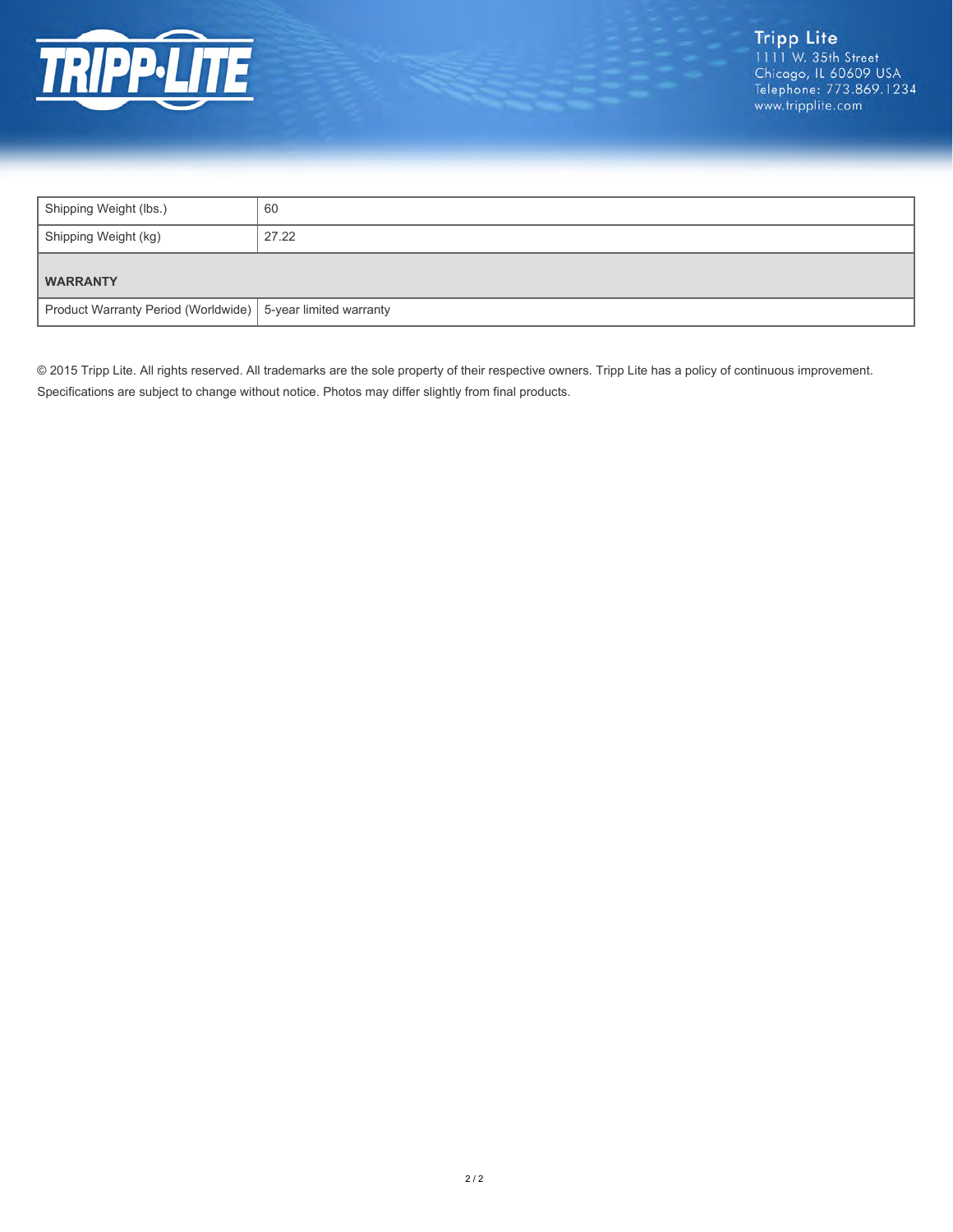| | |
|---|---|
| Shipping Weight (lbs.) | 60 |
| Shipping Weight (kg) | 27.22 |
| **WARRANTY** | |
| Product Warranty Period (Worldwide) | 5-year limited warranty |

© 2015 Tripp Lite. All rights reserved. All trademarks are the sole property of their respective owners. Tripp Lite has a policy of continuous improvement. Specifications are subject to change without notice. Photos may differ slightly from final products.